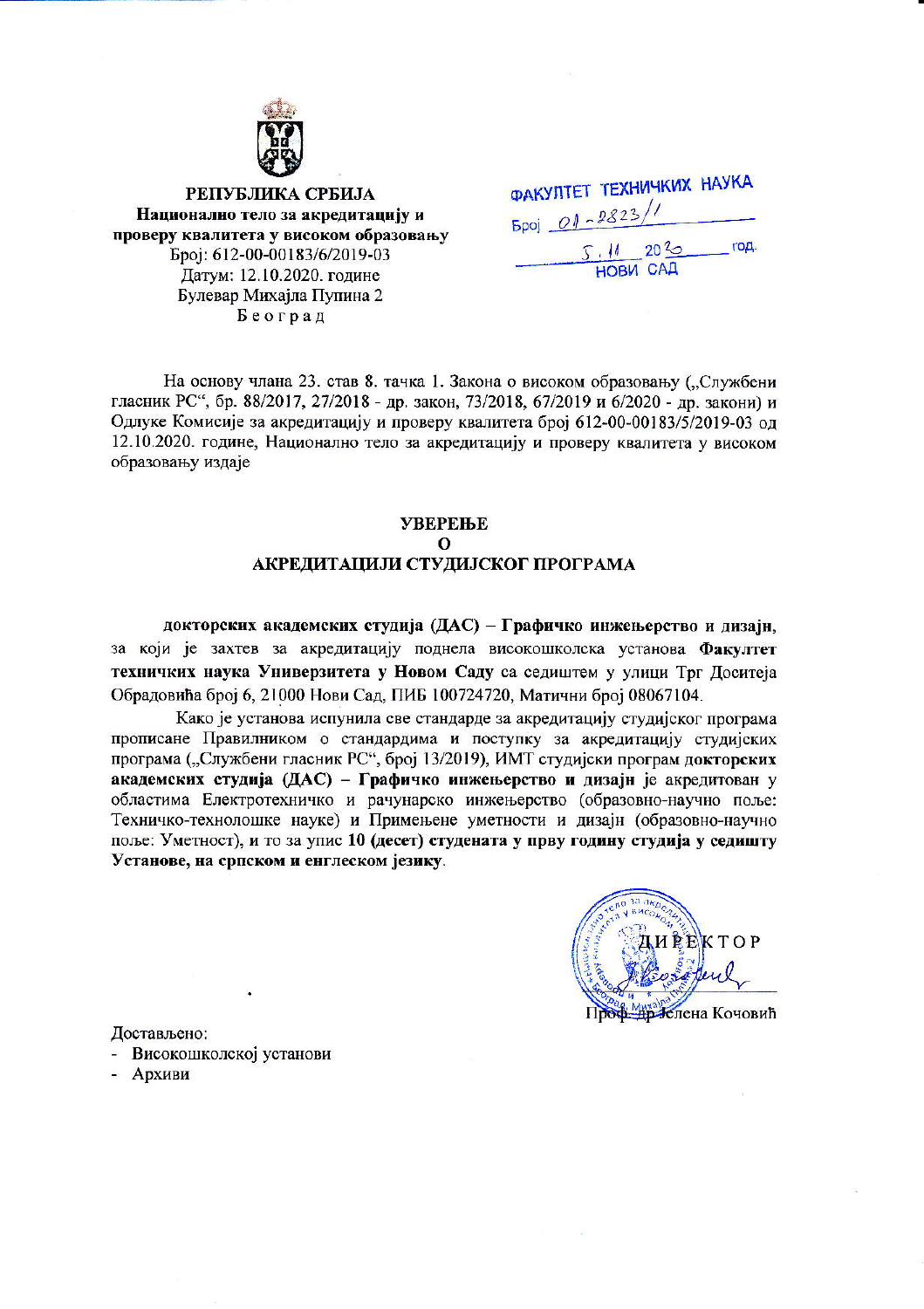РЕПУБЛИКА СРБИЈА
**Национално тело за акредитацију и проверу квалитета у високом образовању**
Број: 612-00-00183/6/2019-03
Датум: 12.10.2020. године
Булевар Михајла Пупина 2
Б е о г р а д

ФАКУЛТЕТ ТЕХНИЧКИХ НАУКА
Број 01-2823/1
5.11.2020 год.
НОВИ САД

На основу члана 23. став 8. тачка 1. Закона о високом образовању („Службени гласник РС“, бр. 88/2017, 27/2018 - др. закон, 73/2018, 67/2019 и 6/2020 - др. закони) и Одлуке Комисије за акредитацију и проверу квалитета број 612-00-00183/5/2019-03 од 12.10.2020. године, Национално тело за акредитацију и проверу квалитета у високом образовању издаје

**УВЕРЕЊЕ**
**О**
**АКРЕДИТАЦИЈИ СТУДИЈСКОГ ПРОГРАМА**

**докторских академских студија (ДАС) – Графичко инжењерство и дизајн**, за који је захтев за акредитацију поднела високошколска установа **Факултет техничких наука Универзитета у Новом Саду** са седиштем у улици Трг Доситеја Обрадовића број 6, 21000 Нови Сад, ПИБ 100724720, Матични број 08067104.

Како је установа испунила све стандарде за акредитацију студијског програма прописане Правилником о стандардима и поступку за акредитацију студијских програма („Службени гласник РС“, број 13/2019), ИМТ студијски програм **докторских академских студија (ДАС) – Графичко инжењерство и дизајн** је акредитован у областима Електротехничко и рачунарско инжењерство (образовно-научно поље: Техничко-технолошке науке) и Примењене уметности и дизајн (образовно-научно поље: Уметност), и то за упис **10 (десет) студената у прву годину студија у седишту Установе, на српском и енглеском језику**.

ДИРЕКТОР

Проф. др Јелена Кочовић

Достављено:
- Високошколској установи
- Архиви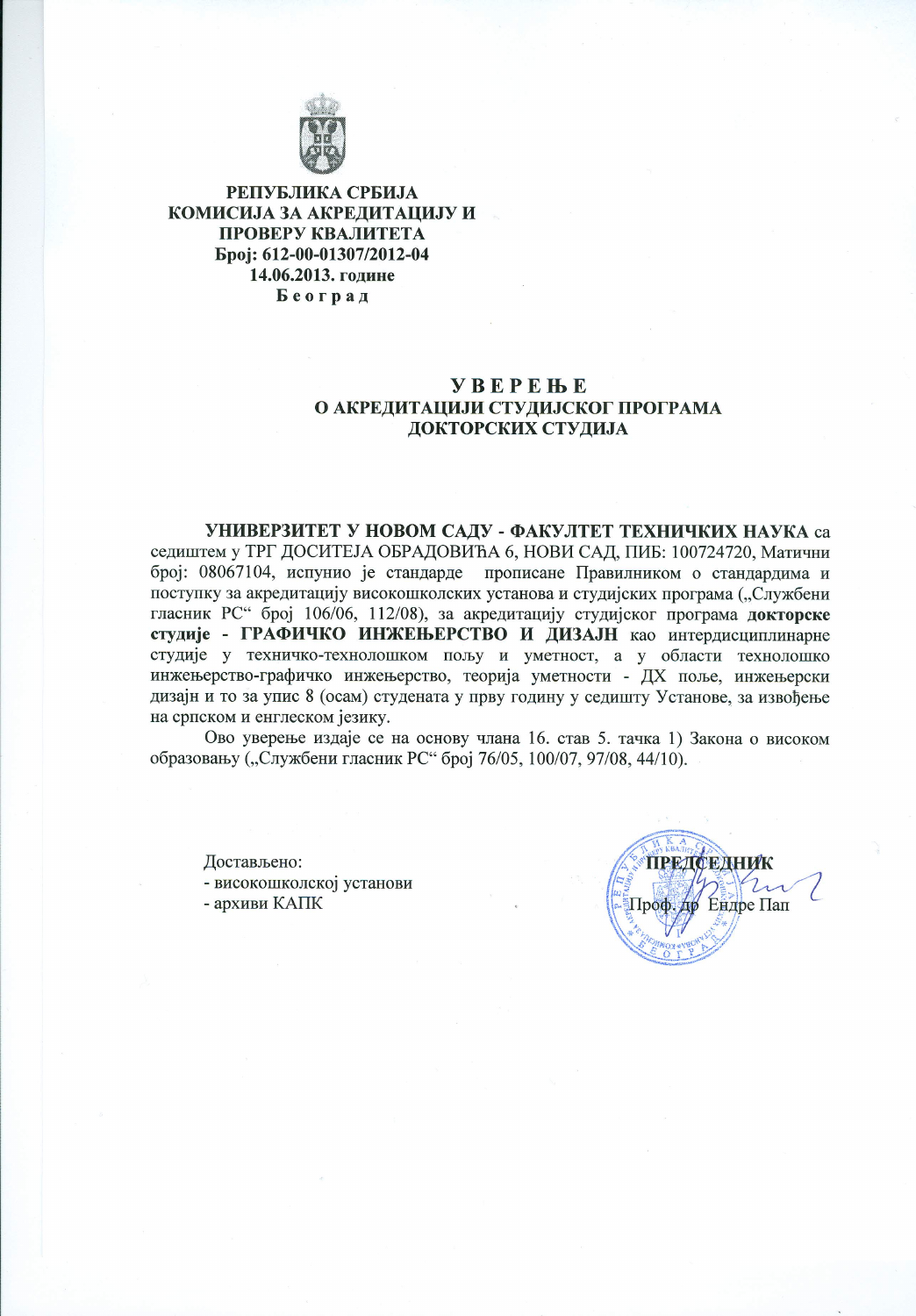**РЕПУБЛИКА СРБИЈА**
**КОМИСИЈА ЗА АКРЕДИТАЦИЈУ И ПРОВЕРУ КВАЛИТЕТА**
**Број: 612-00-01307/2012-04**
**14.06.2013. године**
**Б е о г р а д**

# У В Е Р Е Њ Е
## О АКРЕДИТАЦИЈИ СТУДИЈСКОГ ПРОГРАМА ДОКТОРСКИХ СТУДИЈА

**УНИВЕРЗИТЕТ У НОВОМ САДУ - ФАКУЛТЕТ ТЕХНИЧКИХ НАУКА** са седиштем у ТРГ ДОСИТЕЈА ОБРАДОВИЋА 6, НОВИ САД, ПИБ: 100724720, Матични број: 08067104, испунио је стандарде прописане Правилником о стандардима и поступку за акредитацију високошколских установа и студијских програма („Службени гласник РС“ број 106/06, 112/08), за акредитацију студијског програма **докторске студије - ГРАФИЧКО ИНЖЕЊЕРСТВО И ДИЗАЈН** као интердисциплинарне студије у техничко-технолошком пољу и уметност, а у области технолошко инжењерство-графичко инжењерство, теорија уметности - ДХ поље, инжењерски дизајн и то за упис 8 (осам) студената у прву годину у седишту Установе, за извођење на српском и енглеском језику.

Ово уверење издаје се на основу члана 16. став 5. тачка 1) Закона о високом образовању („Службени гласник РС“ број 76/05, 100/07, 97/08, 44/10).

Достављено:
- високошколској установи
- архиви КАПК

**ПРЕДСЕДНИК**
Проф. др Ендре Пап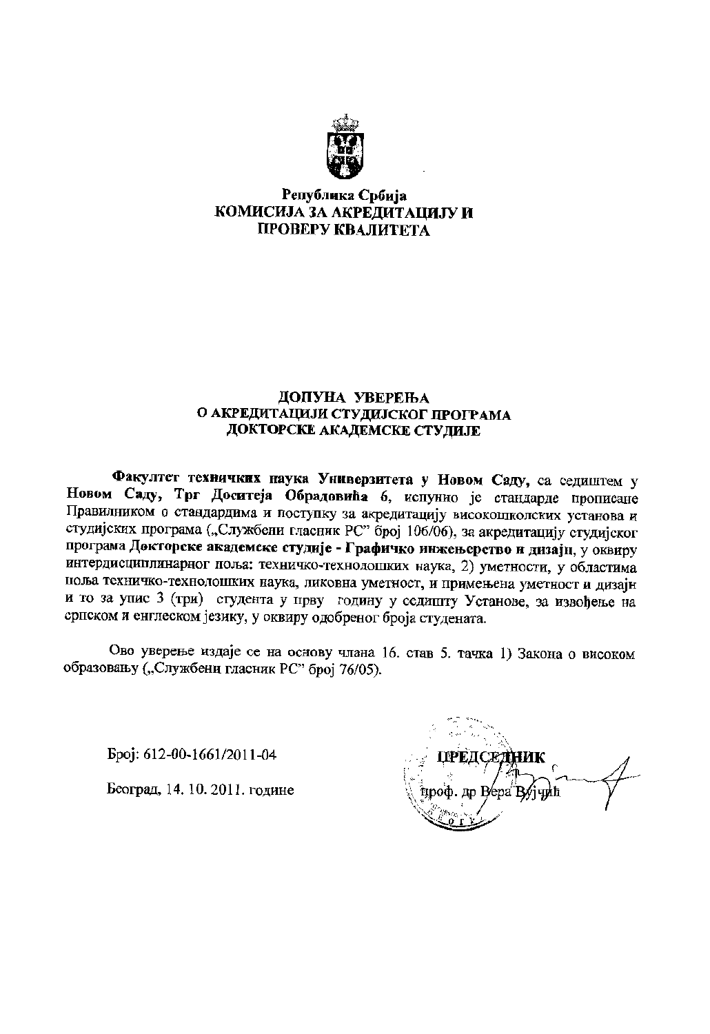**Република Србија**
**КОМИСИЈА ЗА АКРЕДИТАЦИЈУ И ПРОВЕРУ КВАЛИТЕТА**

# ДОПУНА УВЕРЕЊА О АКРЕДИТАЦИЈИ СТУДИЈСКОГ ПРОГРАМА ДОКТОРСКЕ АКАДЕМСКЕ СТУДИЈЕ

**Факултет техничких наука Универзитета у Новом Саду,** са седиштем у **Новом Саду, Трг Доситеја Обрадовића 6,** испунио је стандарде прописане Правилником о стандардима и поступку за акредитацију високошколских установа и студијских програма („Службени гласник РС" број 106/06), за акредитацију студијског програма **Докторске академске студије - Графичко инжењерство и дизајн,** у оквиру интердисциплинарног поља: техничко-технолошких наука, 2) уметности, у областима поља техничко-технолошких наука, ликовна уметност, и примењена уметност и дизајн и то за упис 3 (три) студента у прву годину у седишту Установе, за извођење на српском и енглеском језику, у оквиру одобреног броја студената.

Ово уверење издаје се на основу члана 16. став 5. тачка 1) Закона о високом образовању („Службени гласник РС" број 76/05).

Број: 612-00-1661/2011-04

Београд, 14. 10. 2011. године

**ПРЕДСЕДНИК**

проф. др Вера Вујчић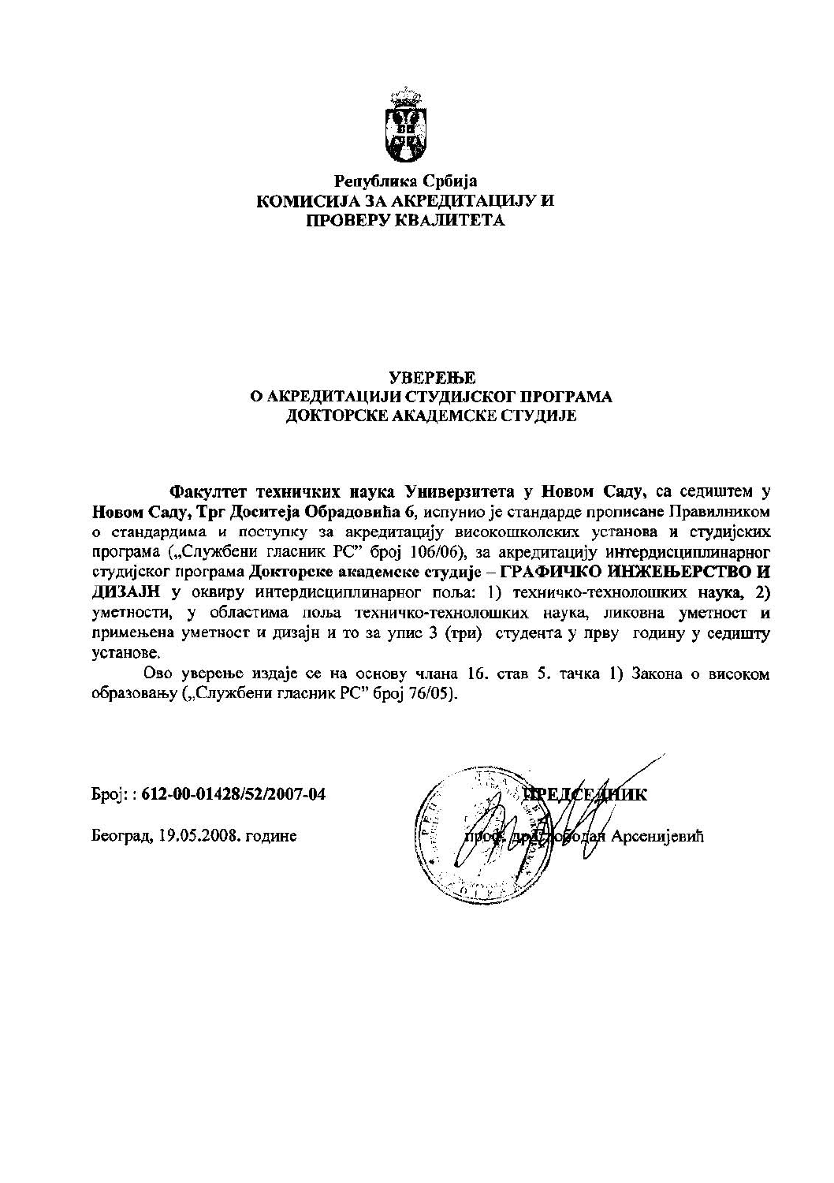Република Србија
**КОМИСИЈА ЗА АКРЕДИТАЦИЈУ И ПРОВЕРУ КВАЛИТЕТА**

**УВЕРЕЊЕ**
**О АКРЕДИТАЦИЈИ СТУДИЈСКОГ ПРОГРАМА**
**ДОКТОРСКЕ АКАДЕМСКЕ СТУДИЈЕ**

**Факултет техничких наука Универзитета у Новом Саду**, са седиштем у **Новом Саду, Трг Доситеја Обрадовића 6**, испунио је стандарде прописане Правилником о стандардима и поступку за акредитацију високошколских установа и студијских програма („Службени гласник РС" број 106/06), за акредитацију интердисциплинарног студијског програма **Докторске академске студије – ГРАФИЧКО ИНЖЕЊЕРСТВО И ДИЗАЈН** у оквиру интердисциплинарног поља: 1) **техничко-технолошких наука, 2)** уметности, у областима поља техничко-технолошких наука, ликовна уметност и примењена уметност и дизајн и то за упис 3 (три) студента у прву годину у седишту установе.

Ово уверење издаје се на основу члана 16. став 5. тачка 1) Закона о високом образовању („Службени гласник РС" број 76/05).

Број: : **612-00-01428/52/2007-04**

Београд, 19.05.2008. године

**ПРЕДСЕДНИК**

проф. др Слободан Арсенијевић